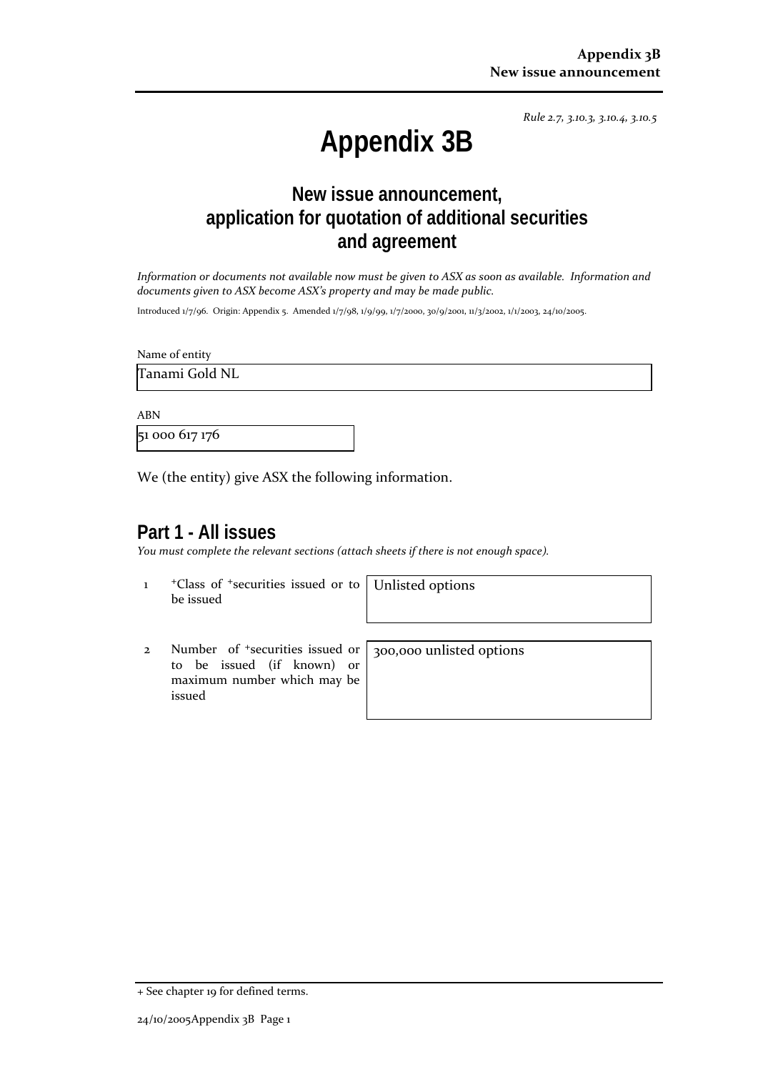*Rule 2.7, 3.10.3, 3.10.4, 3.10.5*

# Appendix 3B

## New issue announcement, application for quotation of additional securities and agreement

*Information or documents not available now must be given to ASX as soon as available. Information and documents given to ASX become ASX's property and may be made public.*

Introduced 1/7/96. Origin: Appendix 5. Amended 1/7/98, 1/9/99, 1/7/2000, 30/9/2001, 11/3/2002, 1/1/2003, 24/10/2005.

Name of entity

Tanami Gold NL

ABN

51 000 617 176

We (the entity) give ASX the following information.

## Part 1 - All issues

*You must complete the relevant sections (attach sheets if there is not enough space).*

| | | |
|---|---|---|
| 1 | +Class of +securities issued or to be issued | Unlisted options |
| 2 | Number of +securities issued or to be issued (if known) or maximum number which may be issued | 300,000 unlisted options |

+ See chapter 19 for defined terms.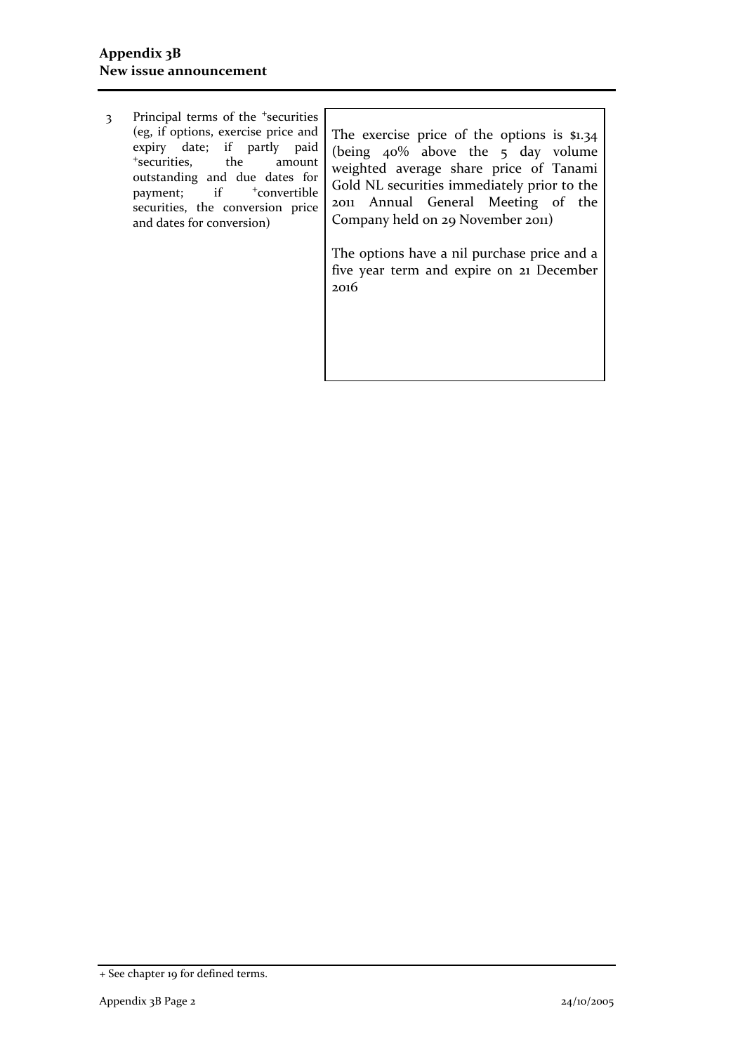| | |
|---|---|
| 3 Principal terms of the +securities (eg, if options, exercise price and expiry date; if partly paid +securities, the amount outstanding and due dates for payment; if +convertible securities, the conversion price and dates for conversion) | The exercise price of the options is $1.34 (being 40% above the 5 day volume weighted average share price of Tanami Gold NL securities immediately prior to the 2011 Annual General Meeting of the Company held on 29 November 2011)<br><br>The options have a nil purchase price and a five year term and expire on 21 December 2016 |

+ See chapter 19 for defined terms.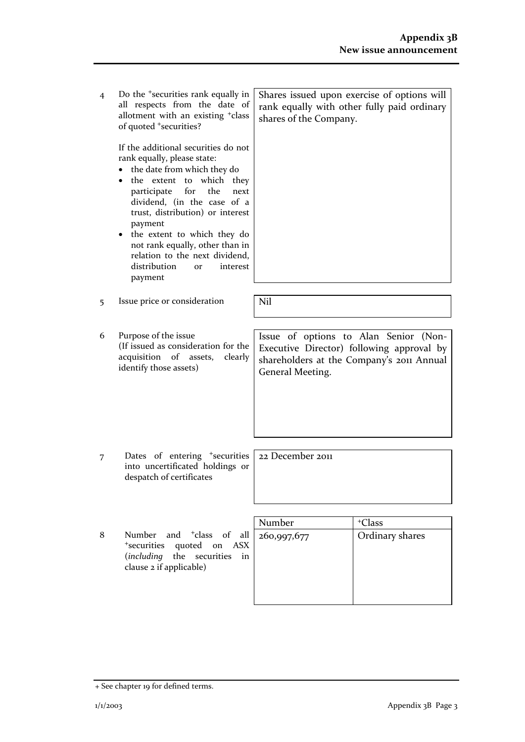| | | | |
|---|---|---|---|
| 4 | Do the +securities rank equally in all respects from the date of allotment with an existing +class of quoted +securities?<br><br>If the additional securities do not rank equally, please state:<br>• the date from which they do<br>• the extent to which they participate for the next dividend, (in the case of a trust, distribution) or interest payment<br>• the extent to which they do not rank equally, other than in relation to the next dividend, distribution or interest payment | Shares issued upon exercise of options will rank equally with other fully paid ordinary shares of the Company. | |
| 5 | Issue price or consideration | Nil | |
| 6 | Purpose of the issue<br>(If issued as consideration for the acquisition of assets, clearly identify those assets) | Issue of options to Alan Senior (Non-Executive Director) following approval by shareholders at the Company's 2011 Annual General Meeting. | |
| 7 | Dates of entering +securities into uncertificated holdings or despatch of certificates | 22 December 2011 | |
| | | **Number** | **+Class** |
| 8 | Number and +class of all +securities quoted on ASX (*including* the securities in clause 2 if applicable) | 260,997,677 | Ordinary shares |

+ See chapter 19 for defined terms.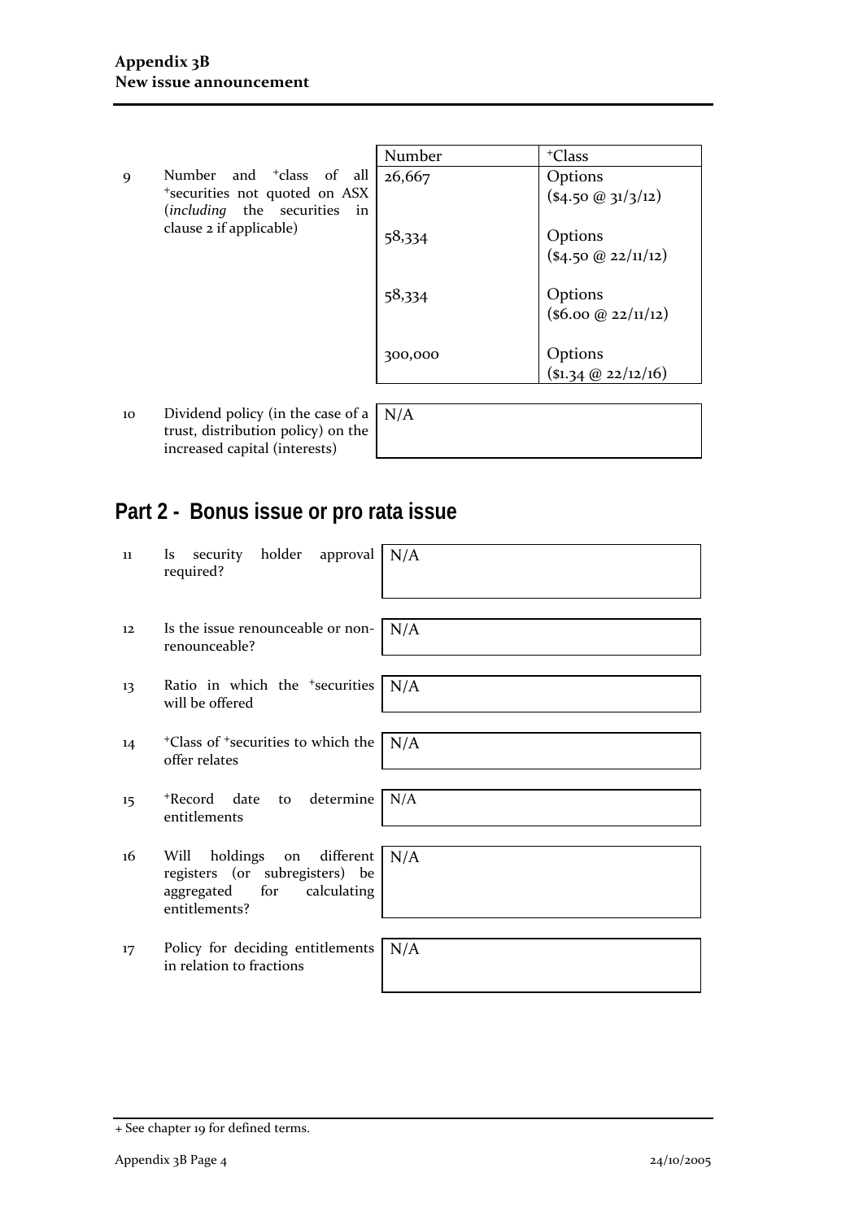| | | Number | +Class |
|---|---|---|---|
| 9 | Number and +class of all +securities not quoted on ASX (*including* the securities in clause 2 if applicable) | 26,667 | Options ($4.50 @ 31/3/12) |
| | | 58,334 | Options ($4.50 @ 22/11/12) |
| | | 58,334 | Options ($6.00 @ 22/11/12) |
| | | 300,000 | Options ($1.34 @ 22/12/16) |

| | | |
|---|---|---|
| 10 | Dividend policy (in the case of a trust, distribution policy) on the increased capital (interests) | N/A |

## Part 2 - Bonus issue or pro rata issue

| | | |
|---|---|---|
| 11 | Is security holder approval required? | N/A |
| 12 | Is the issue renounceable or non-renounceable? | N/A |
| 13 | Ratio in which the +securities will be offered | N/A |
| 14 | +Class of +securities to which the offer relates | N/A |
| 15 | +Record date to determine entitlements | N/A |
| 16 | Will holdings on different registers (or subregisters) be aggregated for calculating entitlements? | N/A |
| 17 | Policy for deciding entitlements in relation to fractions | N/A |

+ See chapter 19 for defined terms.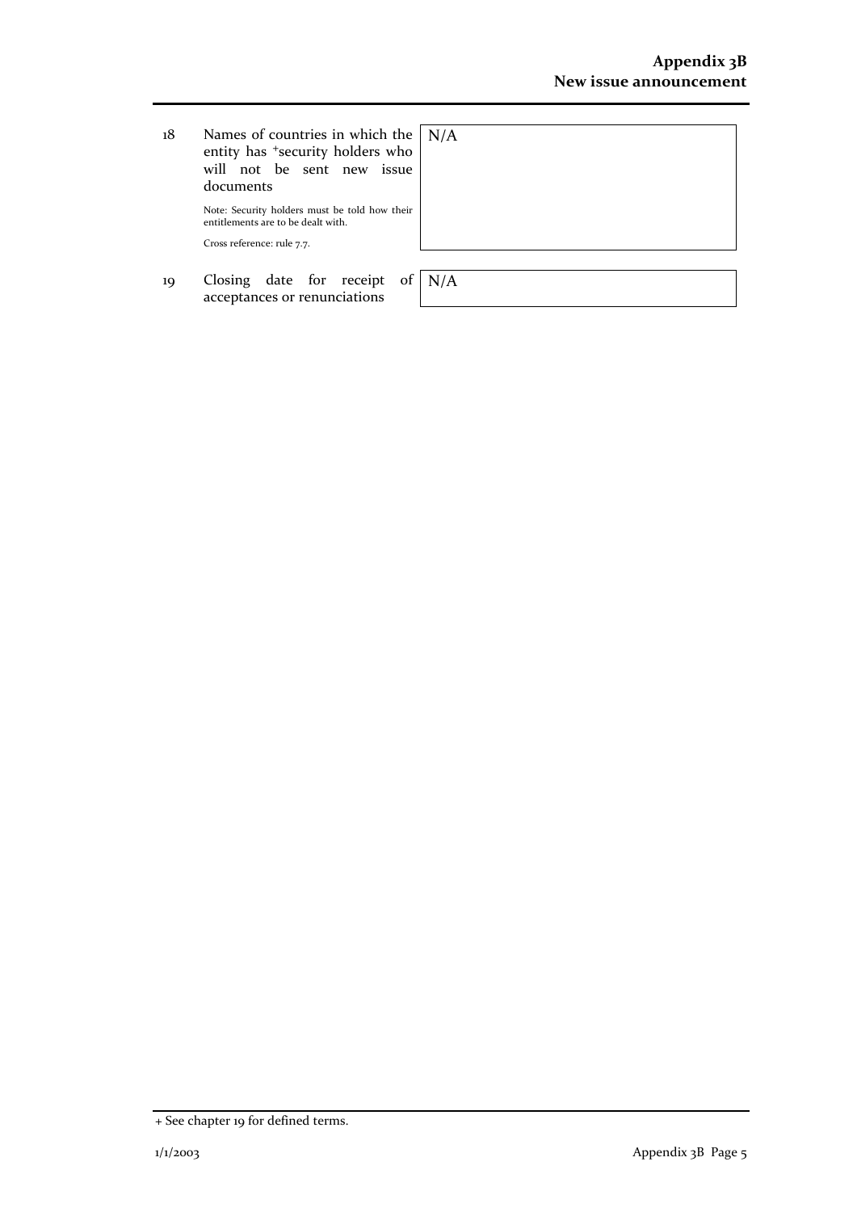| | | |
|---|---|---|
| 18 | Names of countries in which the entity has +security holders who will not be sent new issue documents<br><br>Note: Security holders must be told how their entitlements are to be dealt with.<br><br>Cross reference: rule 7.7. | N/A |
| 19 | Closing date for receipt of acceptances or renunciations | N/A |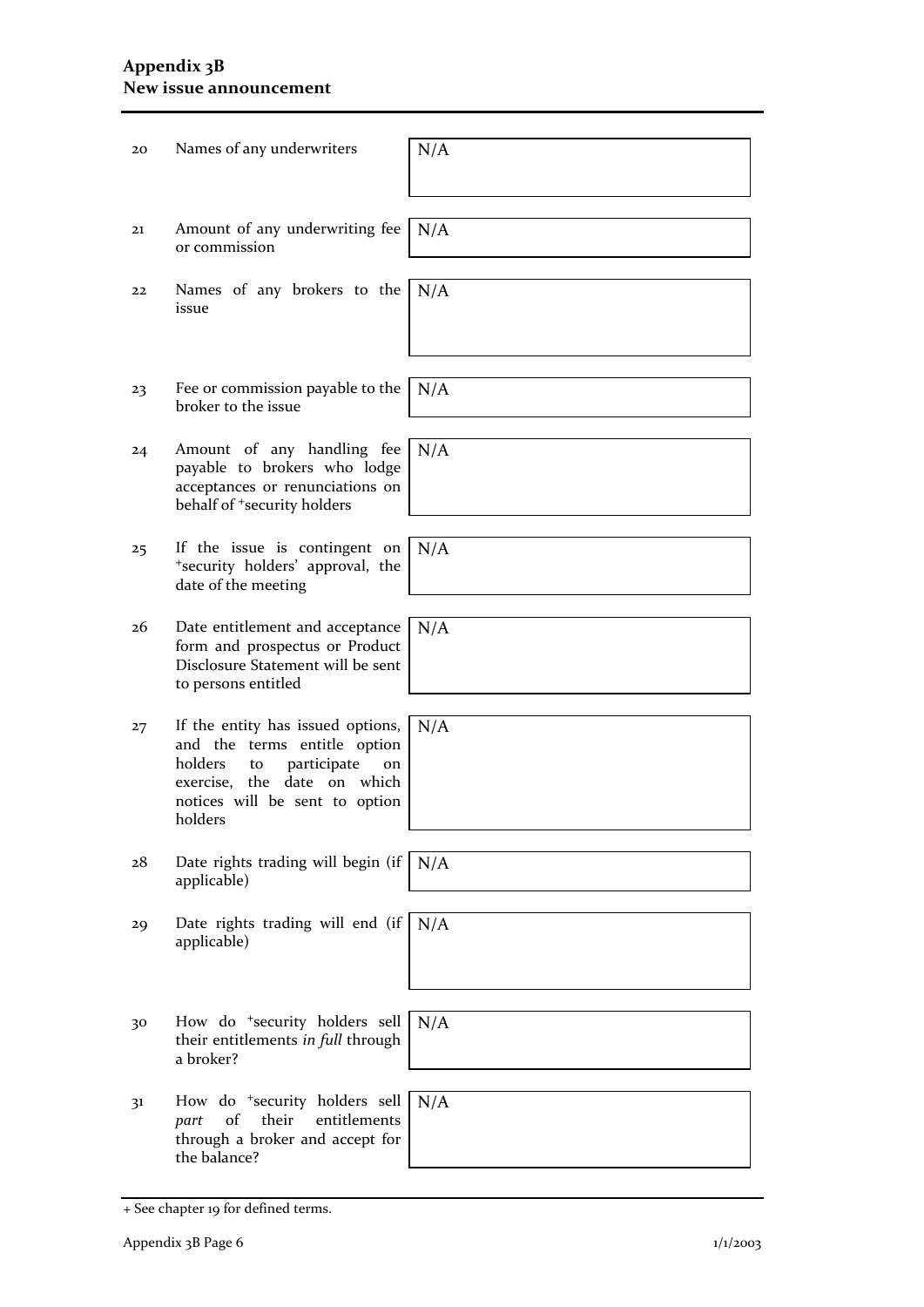| | | |
|---|---|---|
| 20 | Names of any underwriters | N/A |
| 21 | Amount of any underwriting fee or commission | N/A |
| 22 | Names of any brokers to the issue | N/A |
| 23 | Fee or commission payable to the broker to the issue | N/A |
| 24 | Amount of any handling fee payable to brokers who lodge acceptances or renunciations on behalf of +security holders | N/A |
| 25 | If the issue is contingent on +security holders' approval, the date of the meeting | N/A |
| 26 | Date entitlement and acceptance form and prospectus or Product Disclosure Statement will be sent to persons entitled | N/A |
| 27 | If the entity has issued options, and the terms entitle option holders to participate on exercise, the date on which notices will be sent to option holders | N/A |
| 28 | Date rights trading will begin (if applicable) | N/A |
| 29 | Date rights trading will end (if applicable) | N/A |
| 30 | How do +security holders sell their entitlements *in full* through a broker? | N/A |
| 31 | How do +security holders sell *part* of their entitlements through a broker and accept for the balance? | N/A |

+ See chapter 19 for defined terms.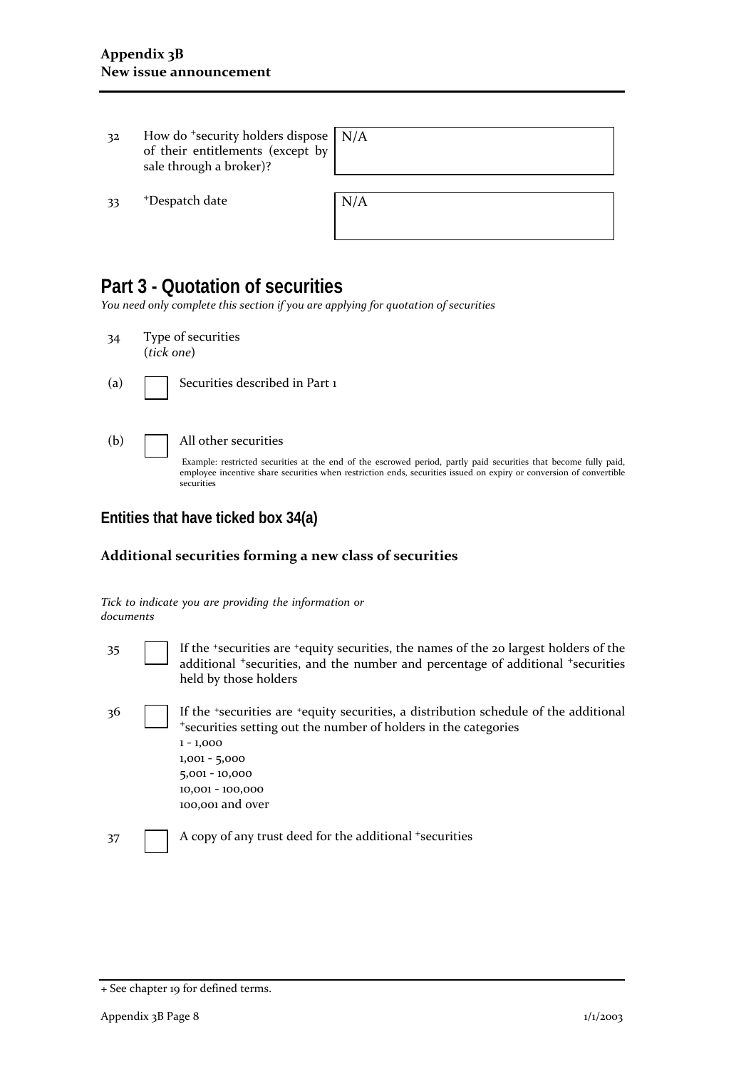| | | |
|---|---|---|
| 32 | How do +security holders dispose of their entitlements (except by sale through a broker)? | N/A |
| 33 | +Despatch date | N/A |

## Part 3 - Quotation of securities

*You need only complete this section if you are applying for quotation of securities*

34 Type of securities
(*tick one*)

(a) ☐ Securities described in Part 1

(b) ☐ All other securities

Example: restricted securities at the end of the escrowed period, partly paid securities that become fully paid, employee incentive share securities when restriction ends, securities issued on expiry or conversion of convertible securities

### Entities that have ticked box 34(a)

**Additional securities forming a new class of securities**

*Tick to indicate you are providing the information or documents*

35 ☐ If the +securities are +equity securities, the names of the 20 largest holders of the additional +securities, and the number and percentage of additional +securities held by those holders

36 ☐ If the +securities are +equity securities, a distribution schedule of the additional +securities setting out the number of holders in the categories
1 - 1,000
1,001 - 5,000
5,001 - 10,000
10,001 - 100,000
100,001 and over

37 ☐ A copy of any trust deed for the additional +securities

+ See chapter 19 for defined terms.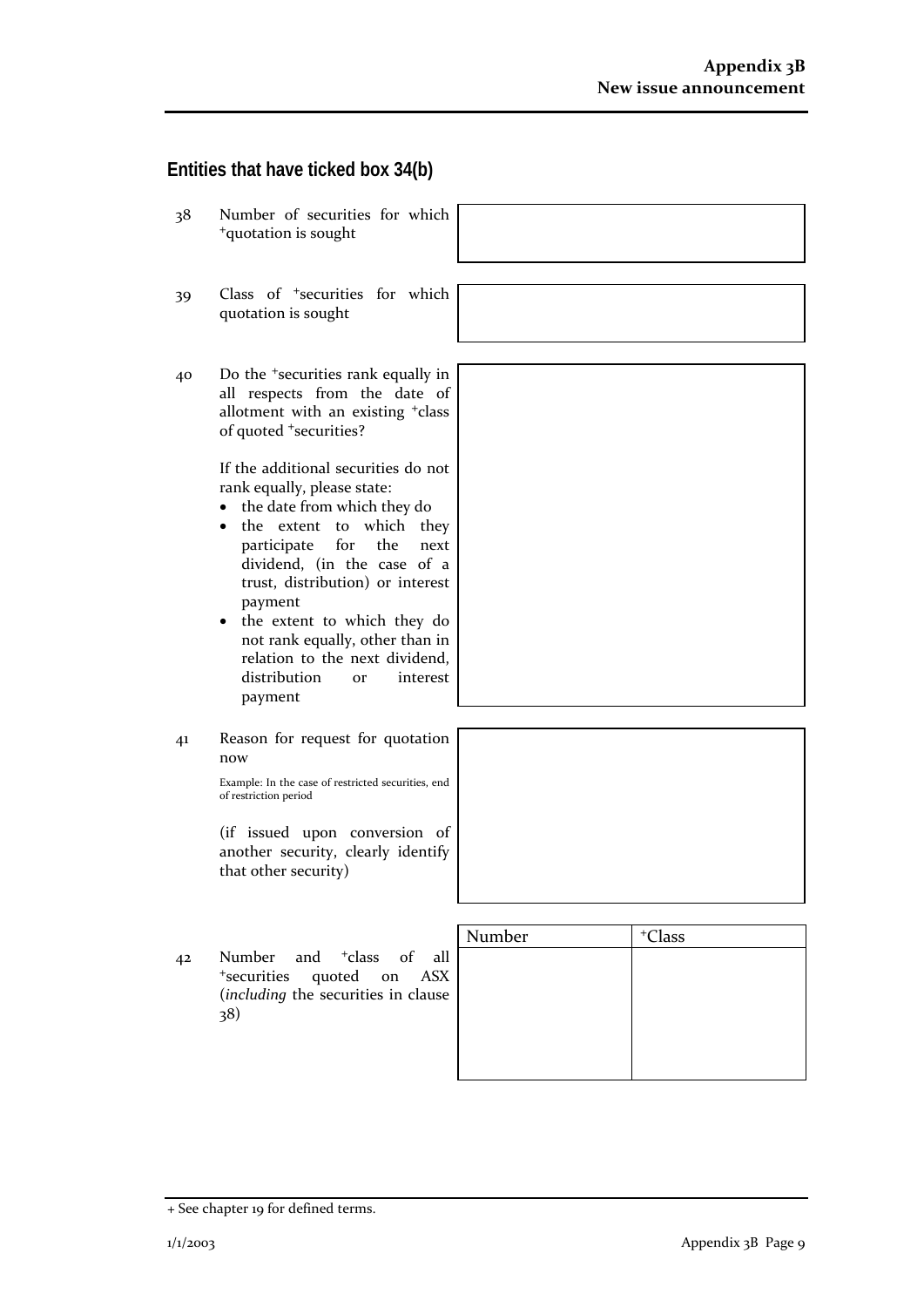## Entities that have ticked box 34(b)

38 Number of securities for which +quotation is sought

39 Class of +securities for which quotation is sought

40 Do the +securities rank equally in all respects from the date of allotment with an existing +class of quoted +securities?

If the additional securities do not rank equally, please state:

- the date from which they do
- the extent to which they participate for the next dividend, (in the case of a trust, distribution) or interest payment
- the extent to which they do not rank equally, other than in relation to the next dividend, distribution or interest payment

41 Reason for request for quotation now

Example: In the case of restricted securities, end of restriction period

(if issued upon conversion of another security, clearly identify that other security)

42 Number and +class of all +securities quoted on ASX (*including* the securities in clause 38)

| Number | +Class |
|---|---|
| | |

+ See chapter 19 for defined terms.

1/1/2003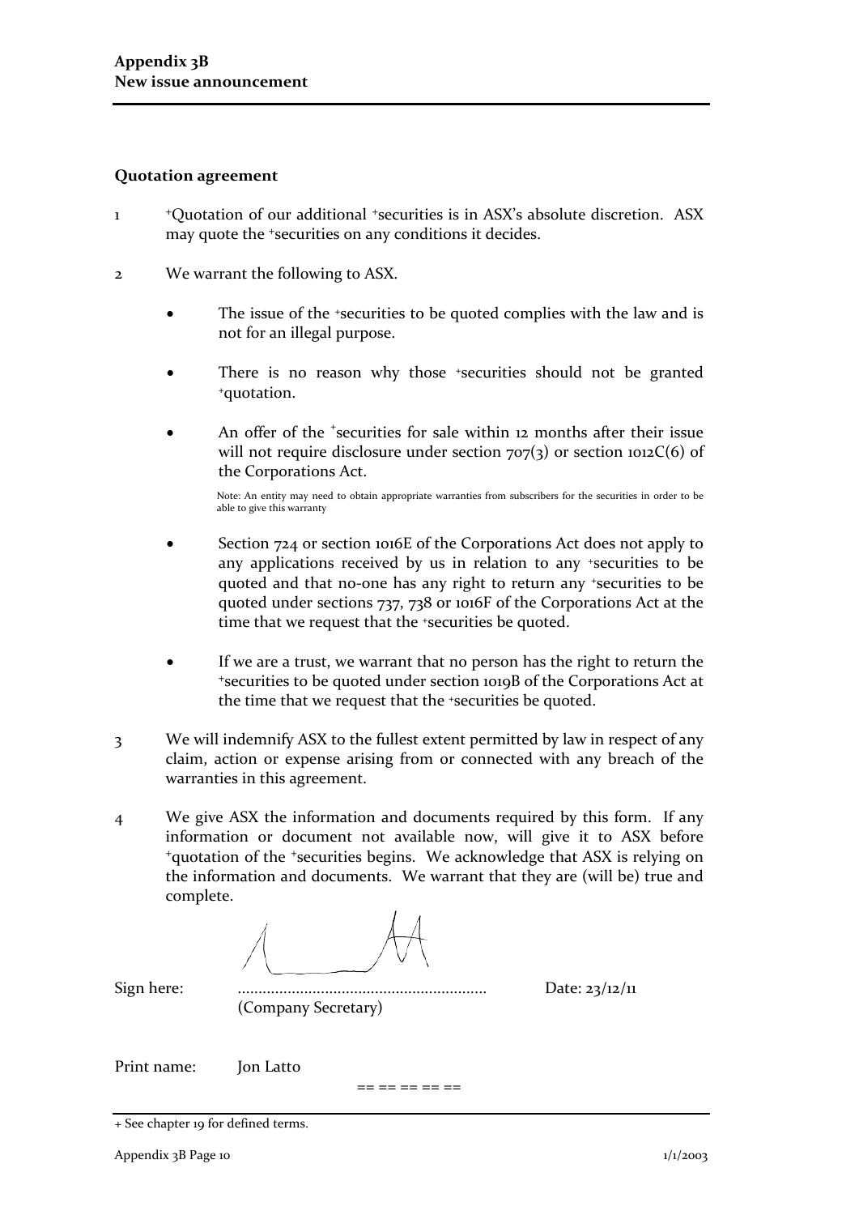## Quotation agreement

1. +Quotation of our additional +securities is in ASX's absolute discretion. ASX may quote the +securities on any conditions it decides.

2. We warrant the following to ASX.

    - The issue of the +securities to be quoted complies with the law and is not for an illegal purpose.

    - There is no reason why those +securities should not be granted +quotation.

    - An offer of the +securities for sale within 12 months after their issue will not require disclosure under section 707(3) or section 1012C(6) of the Corporations Act.

        Note: An entity may need to obtain appropriate warranties from subscribers for the securities in order to be able to give this warranty

    - Section 724 or section 1016E of the Corporations Act does not apply to any applications received by us in relation to any +securities to be quoted and that no-one has any right to return any +securities to be quoted under sections 737, 738 or 1016F of the Corporations Act at the time that we request that the +securities be quoted.

    - If we are a trust, we warrant that no person has the right to return the +securities to be quoted under section 1019B of the Corporations Act at the time that we request that the +securities be quoted.

3. We will indemnify ASX to the fullest extent permitted by law in respect of any claim, action or expense arising from or connected with any breach of the warranties in this agreement.

4. We give ASX the information and documents required by this form. If any information or document not available now, will give it to ASX before +quotation of the +securities begins. We acknowledge that ASX is relying on the information and documents. We warrant that they are (will be) true and complete.

Sign here: ............................................................ Date: 23/12/11
(Company Secretary)

Print name: Jon Latto

== == == == ==

+ See chapter 19 for defined terms.